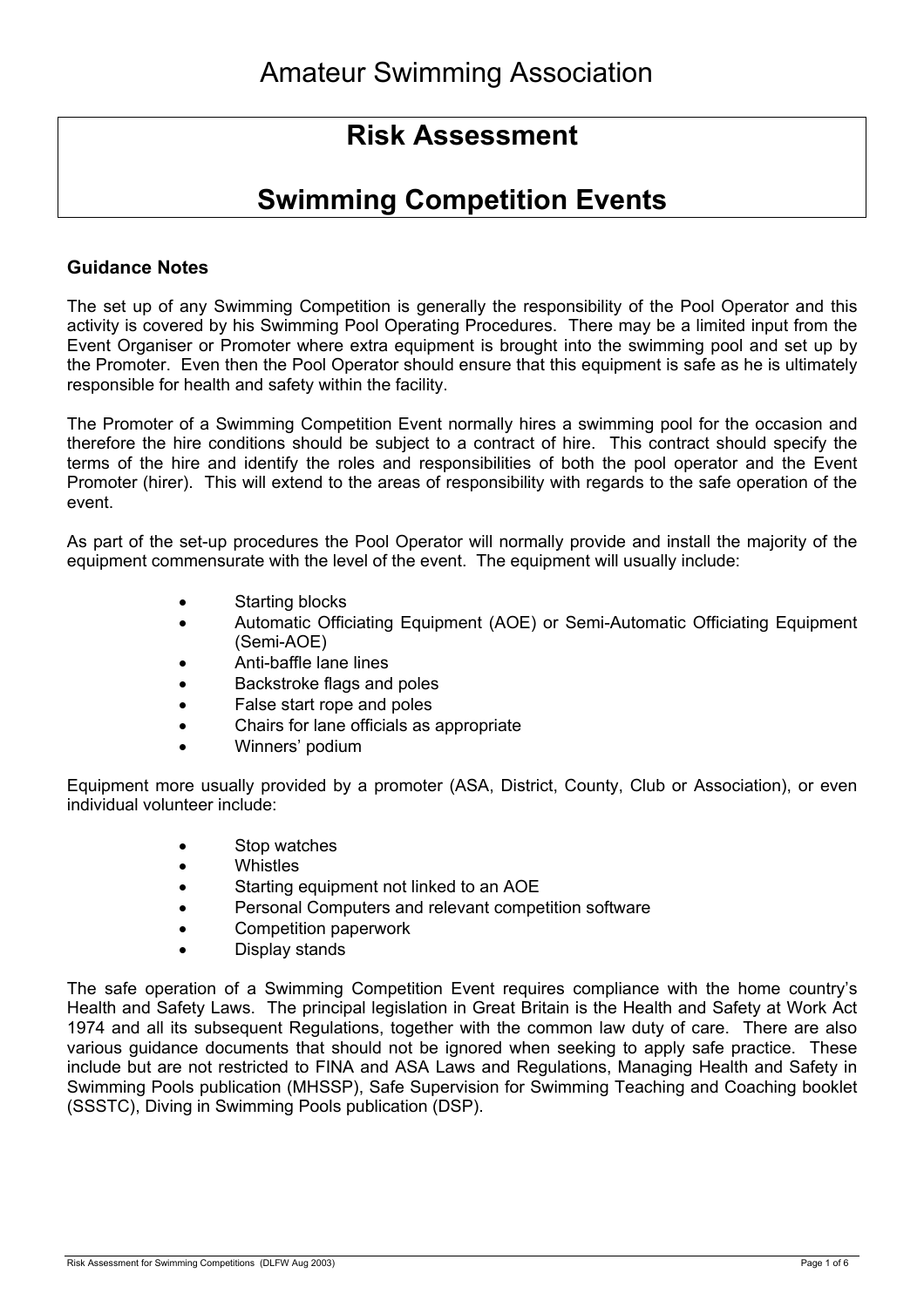# Amateur Swimming Association

## Risk Assessment

## Swimming Competition Events

### Guidance Notes

The set up of any Swimming Competition is generally the responsibility of the Pool Operator and this activity is covered by his Swimming Pool Operating Procedures. There may be a limited input from the Event Organiser or Promoter where extra equipment is brought into the swimming pool and set up by the Promoter. Even then the Pool Operator should ensure that this equipment is safe as he is ultimately responsible for health and safety within the facility.

The Promoter of a Swimming Competition Event normally hires a swimming pool for the occasion and therefore the hire conditions should be subject to a contract of hire. This contract should specify the terms of the hire and identify the roles and responsibilities of both the pool operator and the Event Promoter (hirer). This will extend to the areas of responsibility with regards to the safe operation of the event.

As part of the set-up procedures the Pool Operator will normally provide and install the majority of the equipment commensurate with the level of the event. The equipment will usually include:

- Starting blocks
- Automatic Officiating Equipment (AOE) or Semi-Automatic Officiating Equipment (Semi-AOE)
- Anti-baffle lane lines
- Backstroke flags and poles
- False start rope and poles
- Chairs for lane officials as appropriate
- Winners' podium

Equipment more usually provided by a promoter (ASA, District, County, Club or Association), or even individual volunteer include:

- Stop watches
- Whistles
- Starting equipment not linked to an AOE
- Personal Computers and relevant competition software
- Competition paperwork
- Display stands

The safe operation of a Swimming Competition Event requires compliance with the home country's Health and Safety Laws. The principal legislation in Great Britain is the Health and Safety at Work Act 1974 and all its subsequent Regulations, together with the common law duty of care. There are also various guidance documents that should not be ignored when seeking to apply safe practice. These include but are not restricted to FINA and ASA Laws and Regulations, Managing Health and Safety in Swimming Pools publication (MHSSP), Safe Supervision for Swimming Teaching and Coaching booklet (SSSTC), Diving in Swimming Pools publication (DSP).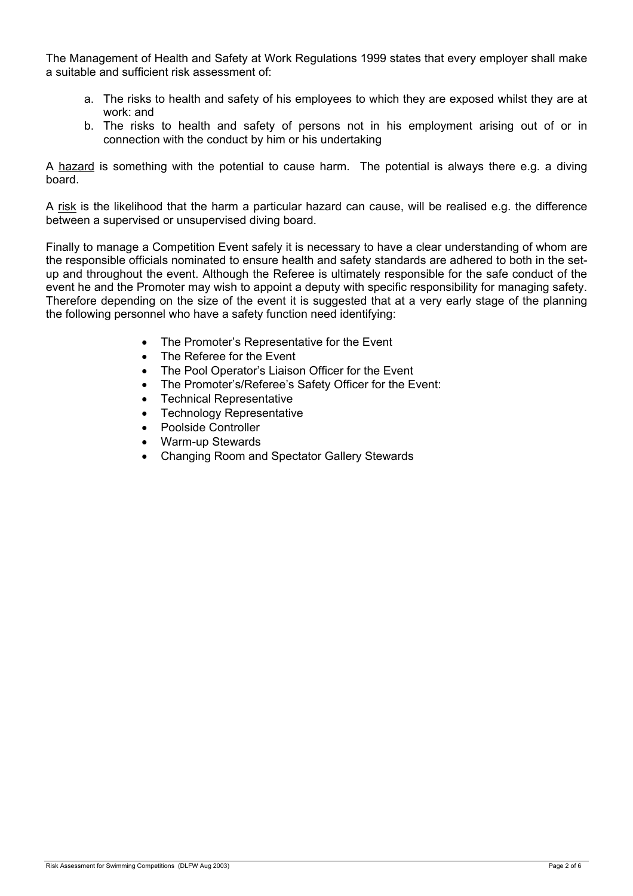The Management of Health and Safety at Work Regulations 1999 states that every employer shall make a suitable and sufficient risk assessment of:

a. The risks to health and safety of his employees to which they are exposed whilst they are at work: and
b. The risks to health and safety of persons not in his employment arising out of or in connection with the conduct by him or his undertaking

A <u>hazard</u> is something with the potential to cause harm. The potential is always there e.g. a diving board.

A <u>risk</u> is the likelihood that the harm a particular hazard can cause, will be realised e.g. the difference between a supervised or unsupervised diving board.

Finally to manage a Competition Event safely it is necessary to have a clear understanding of whom are the responsible officials nominated to ensure health and safety standards are adhered to both in the set-up and throughout the event. Although the Referee is ultimately responsible for the safe conduct of the event he and the Promoter may wish to appoint a deputy with specific responsibility for managing safety. Therefore depending on the size of the event it is suggested that at a very early stage of the planning the following personnel who have a safety function need identifying:

- The Promoter's Representative for the Event
- The Referee for the Event
- The Pool Operator's Liaison Officer for the Event
- The Promoter's/Referee's Safety Officer for the Event:
- Technical Representative
- Technology Representative
- Poolside Controller
- Warm-up Stewards
- Changing Room and Spectator Gallery Stewards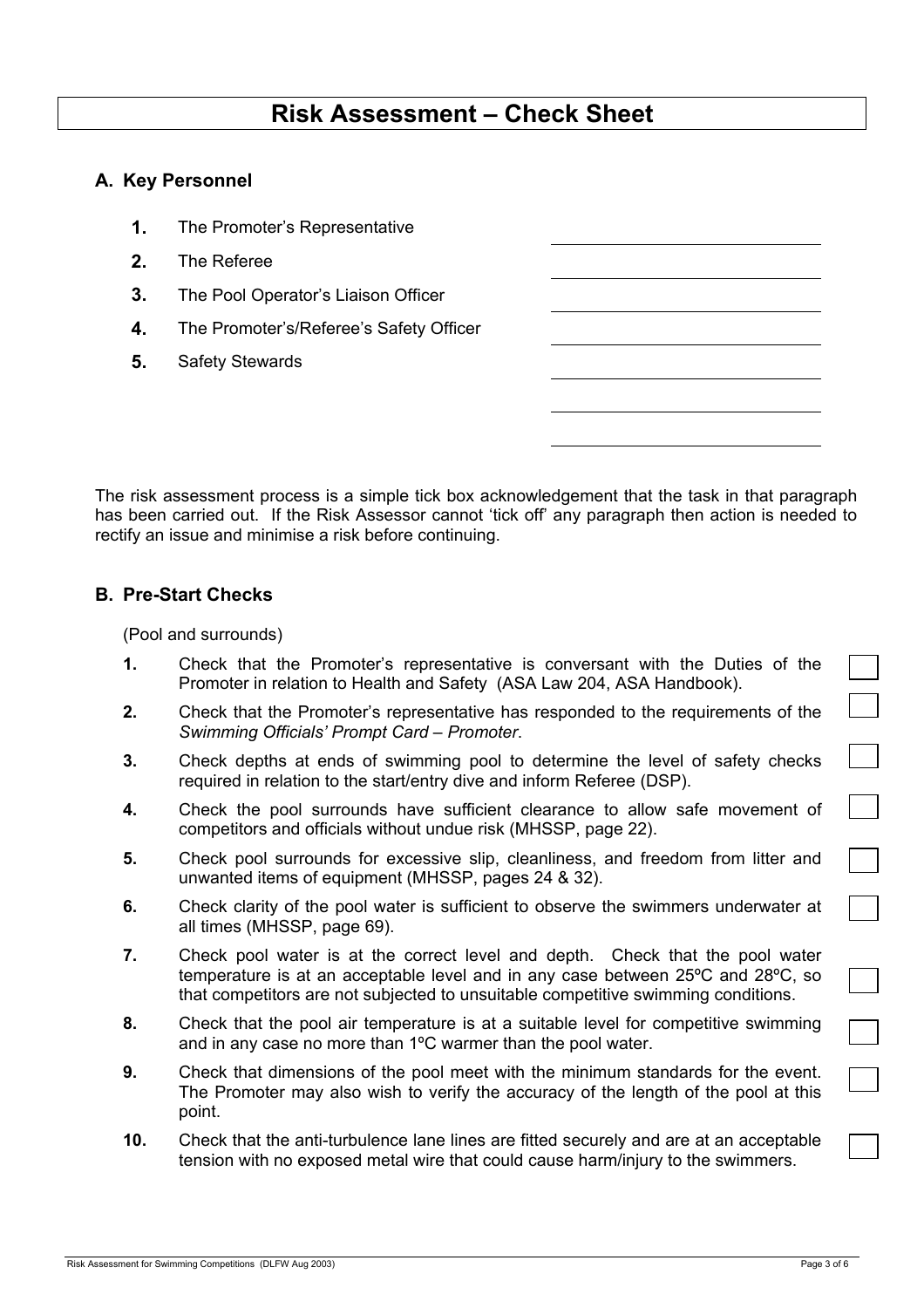# Risk Assessment – Check Sheet

## A. Key Personnel

1. The Promoter's Representative ________________
2. The Referee ________________
3. The Pool Operator's Liaison Officer ________________
4. The Promoter's/Referee's Safety Officer ________________
5. Safety Stewards ________________

________________

________________

The risk assessment process is a simple tick box acknowledgement that the task in that paragraph has been carried out. If the Risk Assessor cannot 'tick off' any paragraph then action is needed to rectify an issue and minimise a risk before continuing.

## B. Pre-Start Checks

(Pool and surrounds)

1. Check that the Promoter's representative is conversant with the Duties of the Promoter in relation to Health and Safety (ASA Law 204, ASA Handbook). ☐
2. Check that the Promoter's representative has responded to the requirements of the *Swimming Officials' Prompt Card – Promoter*. ☐
3. Check depths at ends of swimming pool to determine the level of safety checks required in relation to the start/entry dive and inform Referee (DSP). ☐
4. Check the pool surrounds have sufficient clearance to allow safe movement of competitors and officials without undue risk (MHSSP, page 22). ☐
5. Check pool surrounds for excessive slip, cleanliness, and freedom from litter and unwanted items of equipment (MHSSP, pages 24 & 32). ☐
6. Check clarity of the pool water is sufficient to observe the swimmers underwater at all times (MHSSP, page 69). ☐
7. Check pool water is at the correct level and depth. Check that the pool water temperature is at an acceptable level and in any case between 25ºC and 28ºC, so that competitors are not subjected to unsuitable competitive swimming conditions. ☐
8. Check that the pool air temperature is at a suitable level for competitive swimming and in any case no more than 1ºC warmer than the pool water. ☐
9. Check that dimensions of the pool meet with the minimum standards for the event. The Promoter may also wish to verify the accuracy of the length of the pool at this point. ☐
10. Check that the anti-turbulence lane lines are fitted securely and are at an acceptable tension with no exposed metal wire that could cause harm/injury to the swimmers. ☐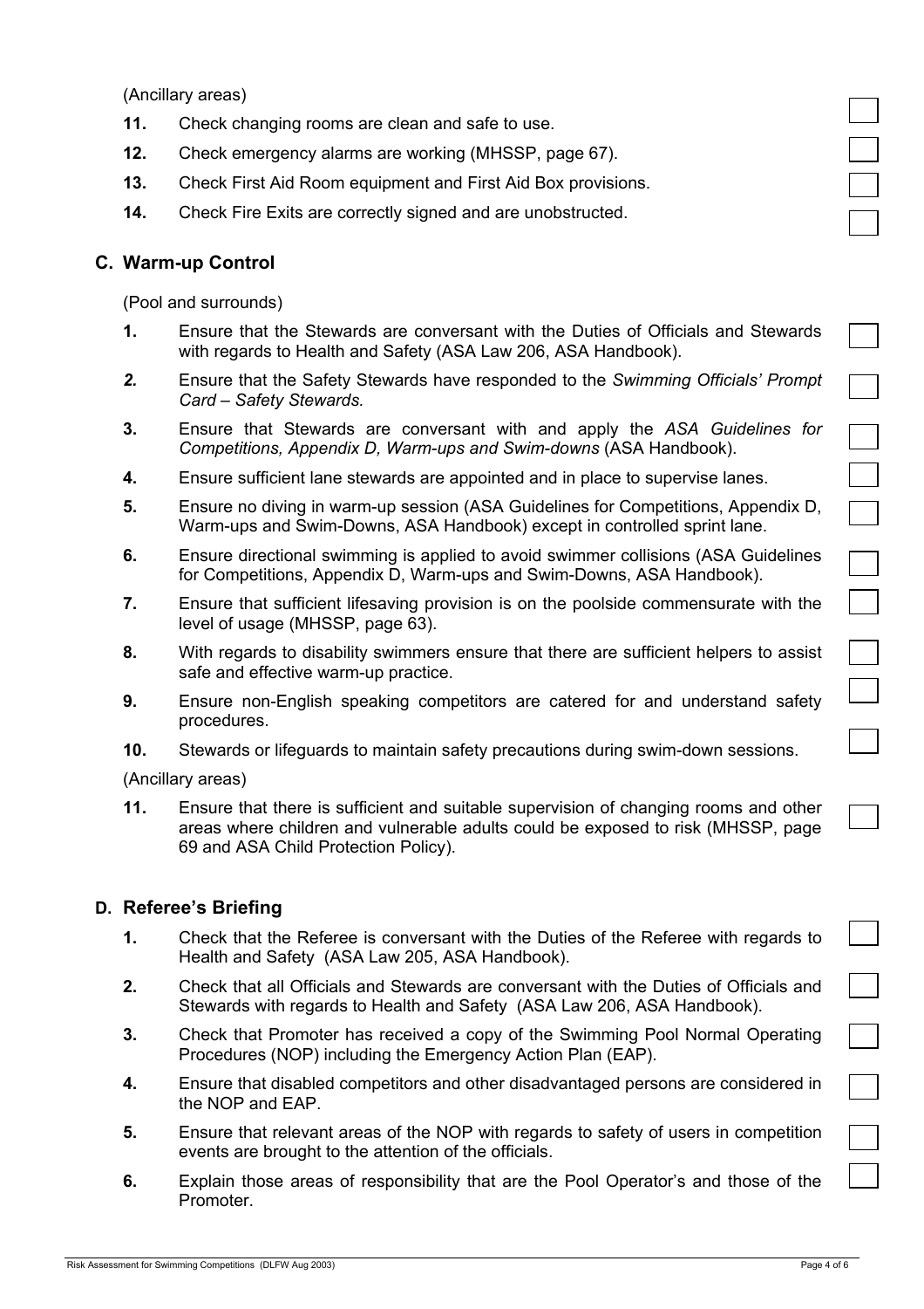(Ancillary areas)

**11.** Check changing rooms are clean and safe to use.

**12.** Check emergency alarms are working (MHSSP, page 67).

**13.** Check First Aid Room equipment and First Aid Box provisions.

**14.** Check Fire Exits are correctly signed and are unobstructed.

## C. Warm-up Control

(Pool and surrounds)

**1.** Ensure that the Stewards are conversant with the Duties of Officials and Stewards with regards to Health and Safety (ASA Law 206, ASA Handbook).

***2.*** Ensure that the Safety Stewards have responded to the *Swimming Officials' Prompt Card – Safety Stewards.*

**3.** Ensure that Stewards are conversant with and apply the *ASA Guidelines for Competitions, Appendix D, Warm-ups and Swim-downs* (ASA Handbook).

**4.** Ensure sufficient lane stewards are appointed and in place to supervise lanes.

**5.** Ensure no diving in warm-up session (ASA Guidelines for Competitions, Appendix D, Warm-ups and Swim-Downs, ASA Handbook) except in controlled sprint lane.

**6.** Ensure directional swimming is applied to avoid swimmer collisions (ASA Guidelines for Competitions, Appendix D, Warm-ups and Swim-Downs, ASA Handbook).

**7.** Ensure that sufficient lifesaving provision is on the poolside commensurate with the level of usage (MHSSP, page 63).

**8.** With regards to disability swimmers ensure that there are sufficient helpers to assist safe and effective warm-up practice.

**9.** Ensure non-English speaking competitors are catered for and understand safety procedures.

**10.** Stewards or lifeguards to maintain safety precautions during swim-down sessions.

(Ancillary areas)

**11.** Ensure that there is sufficient and suitable supervision of changing rooms and other areas where children and vulnerable adults could be exposed to risk (MHSSP, page 69 and ASA Child Protection Policy).

## D. Referee's Briefing

**1.** Check that the Referee is conversant with the Duties of the Referee with regards to Health and Safety (ASA Law 205, ASA Handbook).

**2.** Check that all Officials and Stewards are conversant with the Duties of Officials and Stewards with regards to Health and Safety (ASA Law 206, ASA Handbook).

**3.** Check that Promoter has received a copy of the Swimming Pool Normal Operating Procedures (NOP) including the Emergency Action Plan (EAP).

**4.** Ensure that disabled competitors and other disadvantaged persons are considered in the NOP and EAP.

**5.** Ensure that relevant areas of the NOP with regards to safety of users in competition events are brought to the attention of the officials.

**6.** Explain those areas of responsibility that are the Pool Operator's and those of the Promoter.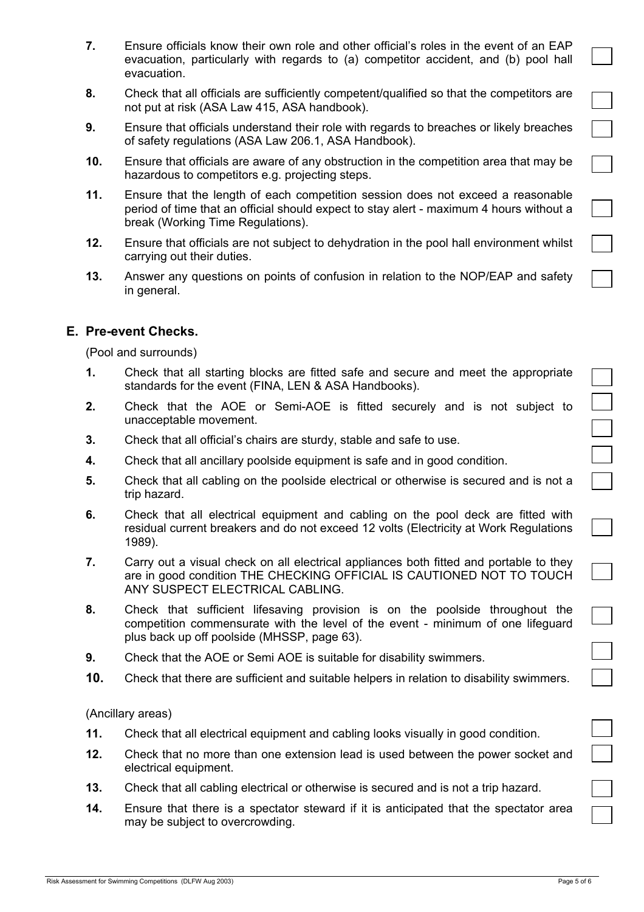7. Ensure officials know their own role and other official's roles in the event of an EAP evacuation, particularly with regards to (a) competitor accident, and (b) pool hall evacuation. ☐

8. Check that all officials are sufficiently competent/qualified so that the competitors are not put at risk (ASA Law 415, ASA handbook). ☐

9. Ensure that officials understand their role with regards to breaches or likely breaches of safety regulations (ASA Law 206.1, ASA Handbook). ☐

10. Ensure that officials are aware of any obstruction in the competition area that may be hazardous to competitors e.g. projecting steps. ☐

11. Ensure that the length of each competition session does not exceed a reasonable period of time that an official should expect to stay alert - maximum 4 hours without a break (Working Time Regulations). ☐

12. Ensure that officials are not subject to dehydration in the pool hall environment whilst carrying out their duties. ☐

13. Answer any questions on points of confusion in relation to the NOP/EAP and safety in general. ☐

## E. Pre-event Checks.

(Pool and surrounds)

1. Check that all starting blocks are fitted safe and secure and meet the appropriate standards for the event (FINA, LEN & ASA Handbooks). ☐

2. Check that the AOE or Semi-AOE is fitted securely and is not subject to unacceptable movement. ☐

3. Check that all official's chairs are sturdy, stable and safe to use. ☐

4. Check that all ancillary poolside equipment is safe and in good condition. ☐

5. Check that all cabling on the poolside electrical or otherwise is secured and is not a trip hazard. ☐

6. Check that all electrical equipment and cabling on the pool deck are fitted with residual current breakers and do not exceed 12 volts (Electricity at Work Regulations 1989). ☐

7. Carry out a visual check on all electrical appliances both fitted and portable to they are in good condition THE CHECKING OFFICIAL IS CAUTIONED NOT TO TOUCH ANY SUSPECT ELECTRICAL CABLING. ☐

8. Check that sufficient lifesaving provision is on the poolside throughout the competition commensurate with the level of the event - minimum of one lifeguard plus back up off poolside (MHSSP, page 63). ☐

9. Check that the AOE or Semi AOE is suitable for disability swimmers. ☐

10. Check that there are sufficient and suitable helpers in relation to disability swimmers. ☐

(Ancillary areas)

11. Check that all electrical equipment and cabling looks visually in good condition. ☐

12. Check that no more than one extension lead is used between the power socket and electrical equipment. ☐

13. Check that all cabling electrical or otherwise is secured and is not a trip hazard. ☐

14. Ensure that there is a spectator steward if it is anticipated that the spectator area may be subject to overcrowding. ☐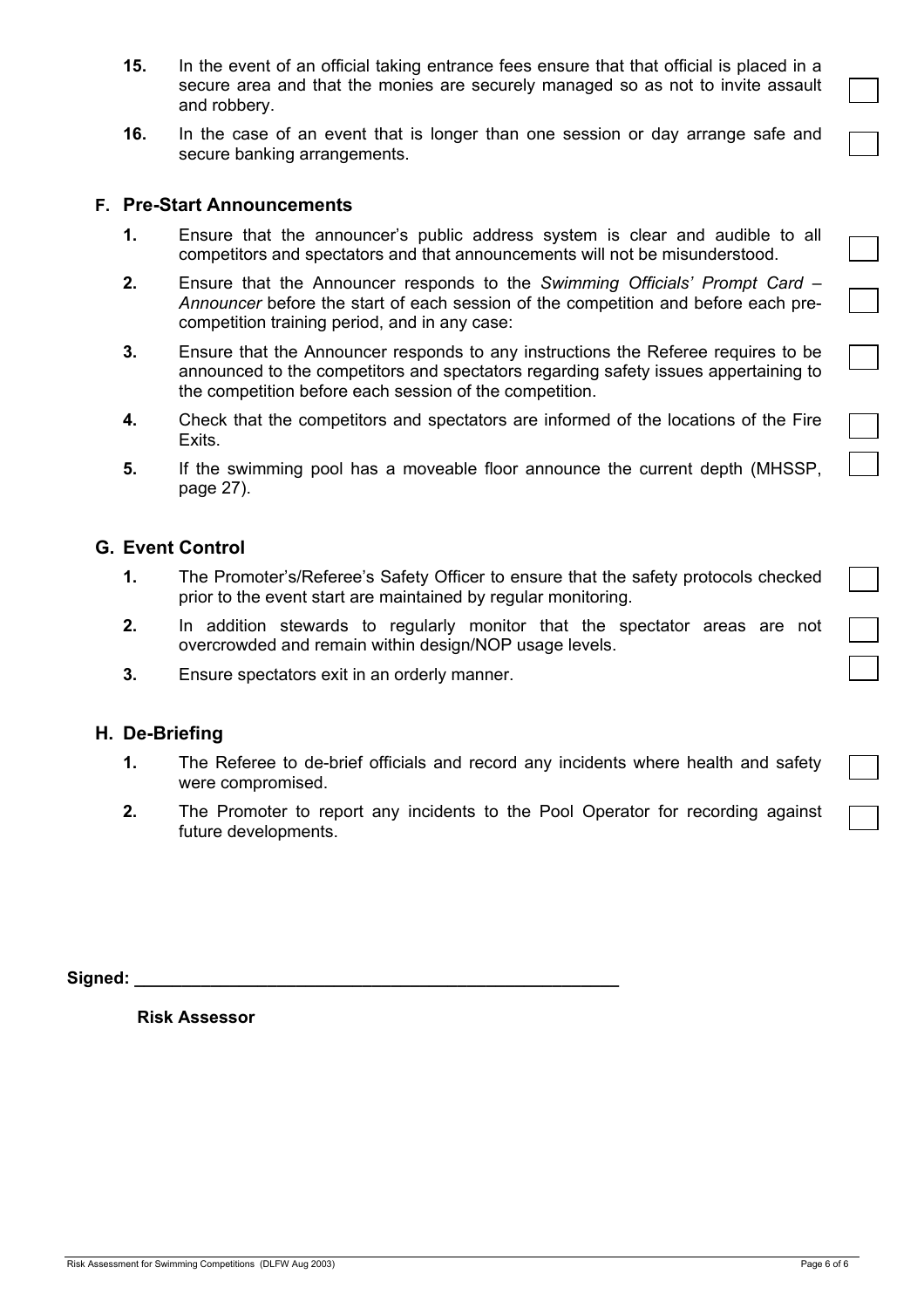15. In the event of an official taking entrance fees ensure that that official is placed in a secure area and that the monies are securely managed so as not to invite assault and robbery. ☐

16. In the case of an event that is longer than one session or day arrange safe and secure banking arrangements. ☐

## F. Pre-Start Announcements

1. Ensure that the announcer's public address system is clear and audible to all competitors and spectators and that announcements will not be misunderstood. ☐

2. Ensure that the Announcer responds to the *Swimming Officials' Prompt Card – Announcer* before the start of each session of the competition and before each pre-competition training period, and in any case: ☐

3. Ensure that the Announcer responds to any instructions the Referee requires to be announced to the competitors and spectators regarding safety issues appertaining to the competition before each session of the competition. ☐

4. Check that the competitors and spectators are informed of the locations of the Fire Exits. ☐

5. If the swimming pool has a moveable floor announce the current depth (MHSSP, page 27). ☐

## G. Event Control

1. The Promoter's/Referee's Safety Officer to ensure that the safety protocols checked prior to the event start are maintained by regular monitoring. ☐

2. In addition stewards to regularly monitor that the spectator areas are not overcrowded and remain within design/NOP usage levels. ☐

3. Ensure spectators exit in an orderly manner. ☐

## H. De-Briefing

1. The Referee to de-brief officials and record any incidents where health and safety were compromised. ☐

2. The Promoter to report any incidents to the Pool Operator for recording against future developments. ☐

**Signed:** ____________________________________________________

**Risk Assessor**